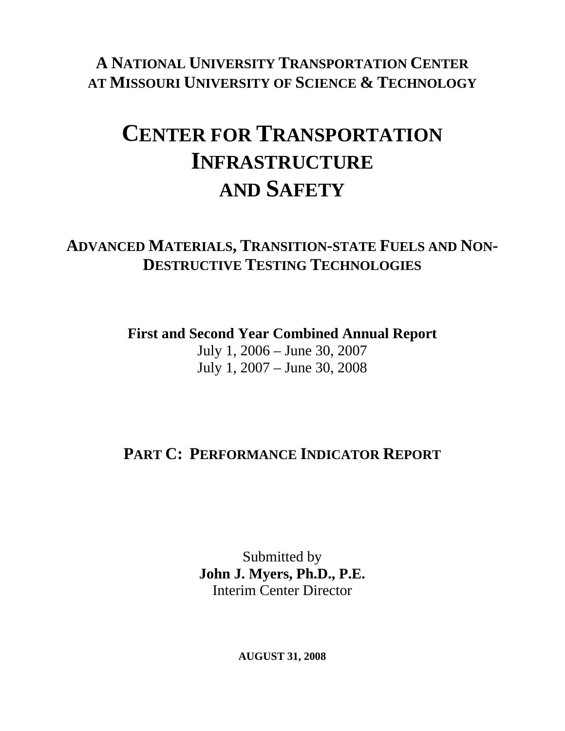**A National University Transportation Center at Missouri University of Science & Technology**

# Center for Transportation Infrastructure and Safety

## Advanced Materials, Transition-state Fuels and Non-Destructive Testing Technologies

**First and Second Year Combined Annual Report**

July 1, 2006 – June 30, 2007

July 1, 2007 – June 30, 2008

## Part C: Performance Indicator Report

Submitted by

**John J. Myers, Ph.D., P.E.**

Interim Center Director

**AUGUST 31, 2008**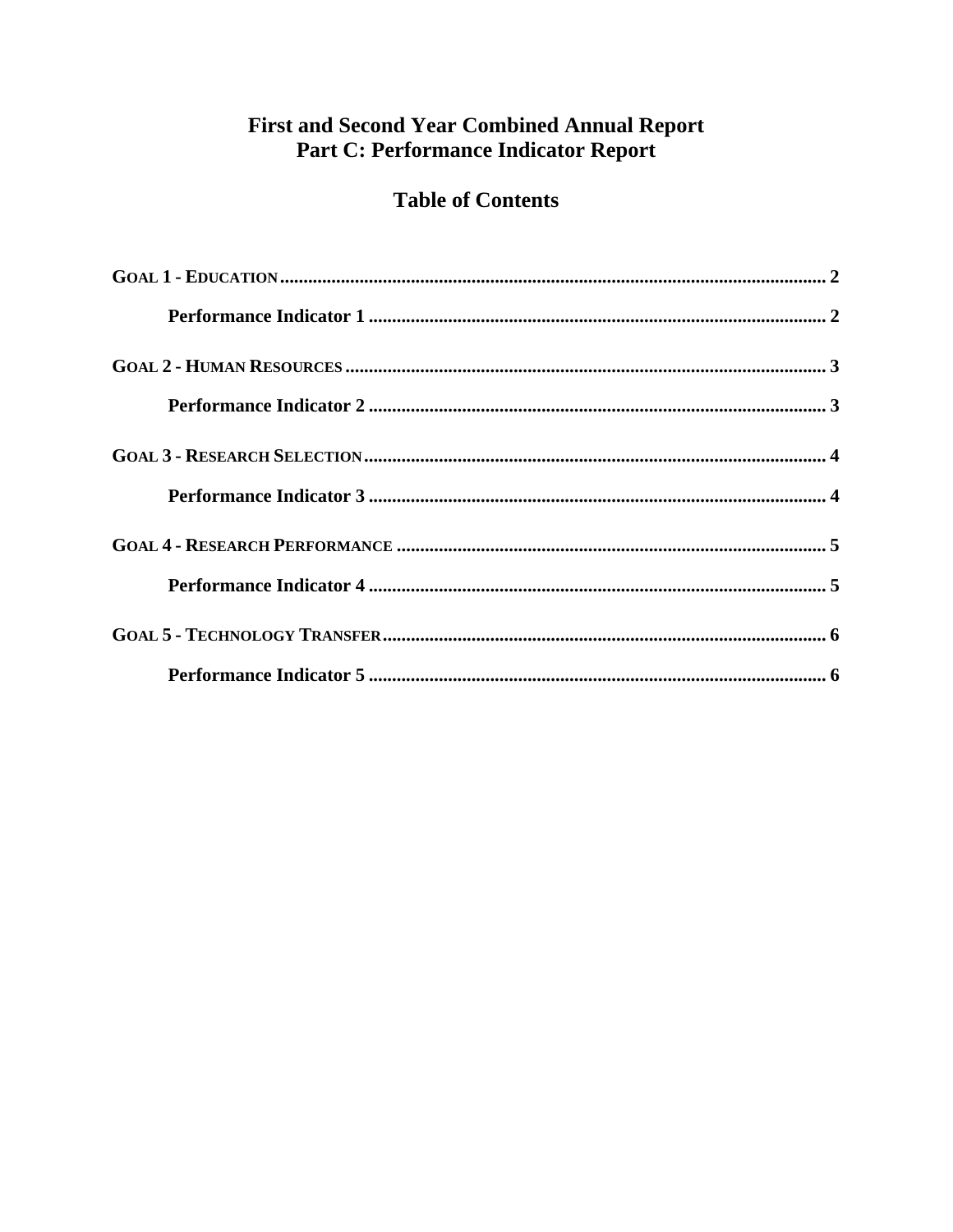# First and Second Year Combined Annual Report
# Part C: Performance Indicator Report

## Table of Contents

**GOAL 1 - EDUCATION** ........ 2

- **Performance Indicator 1** ........ 2

**GOAL 2 - HUMAN RESOURCES** ........ 3

- **Performance Indicator 2** ........ 3

**GOAL 3 - RESEARCH SELECTION** ........ 4

- **Performance Indicator 3** ........ 4

**GOAL 4 - RESEARCH PERFORMANCE** ........ 5

- **Performance Indicator 4** ........ 5

**GOAL 5 - TECHNOLOGY TRANSFER** ........ 6

- **Performance Indicator 5** ........ 6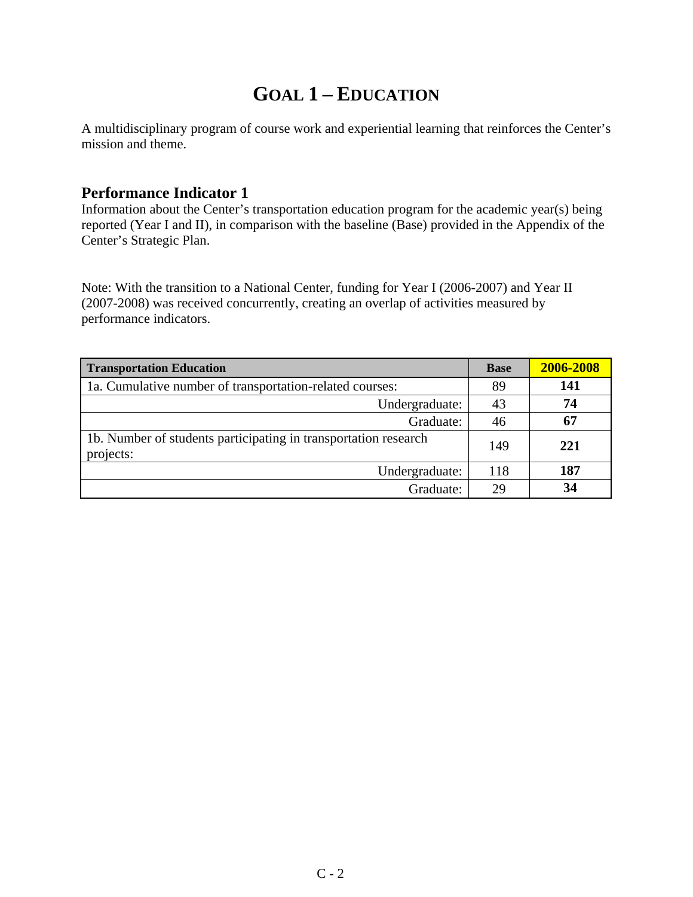# GOAL 1 – EDUCATION

A multidisciplinary program of course work and experiential learning that reinforces the Center's mission and theme.

## Performance Indicator 1

Information about the Center's transportation education program for the academic year(s) being reported (Year I and II), in comparison with the baseline (Base) provided in the Appendix of the Center's Strategic Plan.

Note: With the transition to a National Center, funding for Year I (2006-2007) and Year II (2007-2008) was received concurrently, creating an overlap of activities measured by performance indicators.

| Transportation Education | Base | 2006-2008 |
|---|---|---|
| 1a. Cumulative number of transportation-related courses: | 89 | **141** |
| Undergraduate: | 43 | **74** |
| Graduate: | 46 | **67** |
| 1b. Number of students participating in transportation research projects: | 149 | **221** |
| Undergraduate: | 118 | **187** |
| Graduate: | 29 | **34** |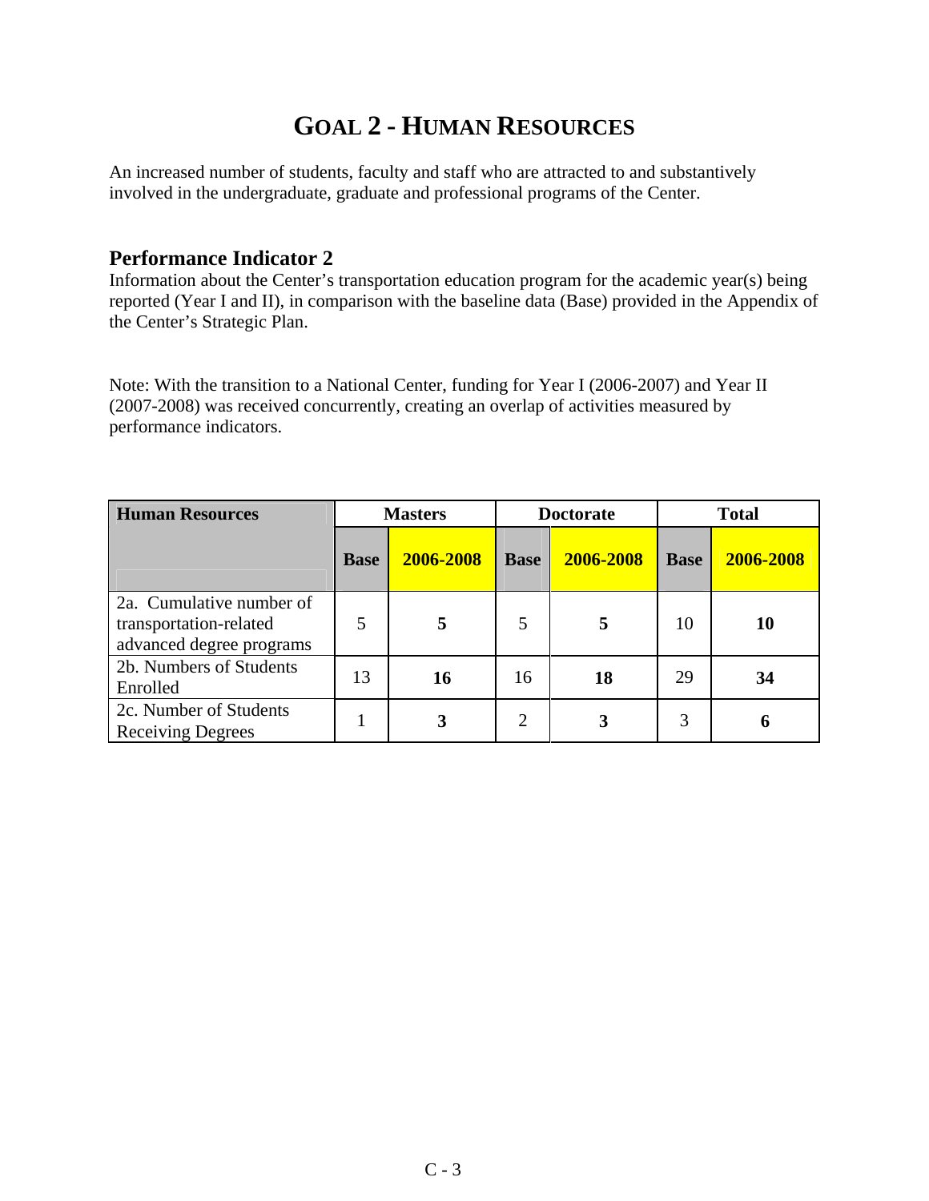# GOAL 2 - HUMAN RESOURCES

An increased number of students, faculty and staff who are attracted to and substantively involved in the undergraduate, graduate and professional programs of the Center.

## Performance Indicator 2

Information about the Center's transportation education program for the academic year(s) being reported (Year I and II), in comparison with the baseline data (Base) provided in the Appendix of the Center's Strategic Plan.

Note: With the transition to a National Center, funding for Year I (2006-2007) and Year II (2007-2008) was received concurrently, creating an overlap of activities measured by performance indicators.

| Human Resources | Masters | | Doctorate | | Total | |
|---|---|---|---|---|---|---|
| | **Base** | **2006-2008** | **Base** | **2006-2008** | **Base** | **2006-2008** |
| 2a. Cumulative number of transportation-related advanced degree programs | 5 | **5** | 5 | **5** | 10 | **10** |
| 2b. Numbers of Students Enrolled | 13 | **16** | 16 | **18** | 29 | **34** |
| 2c. Number of Students Receiving Degrees | 1 | **3** | 2 | **3** | 3 | **6** |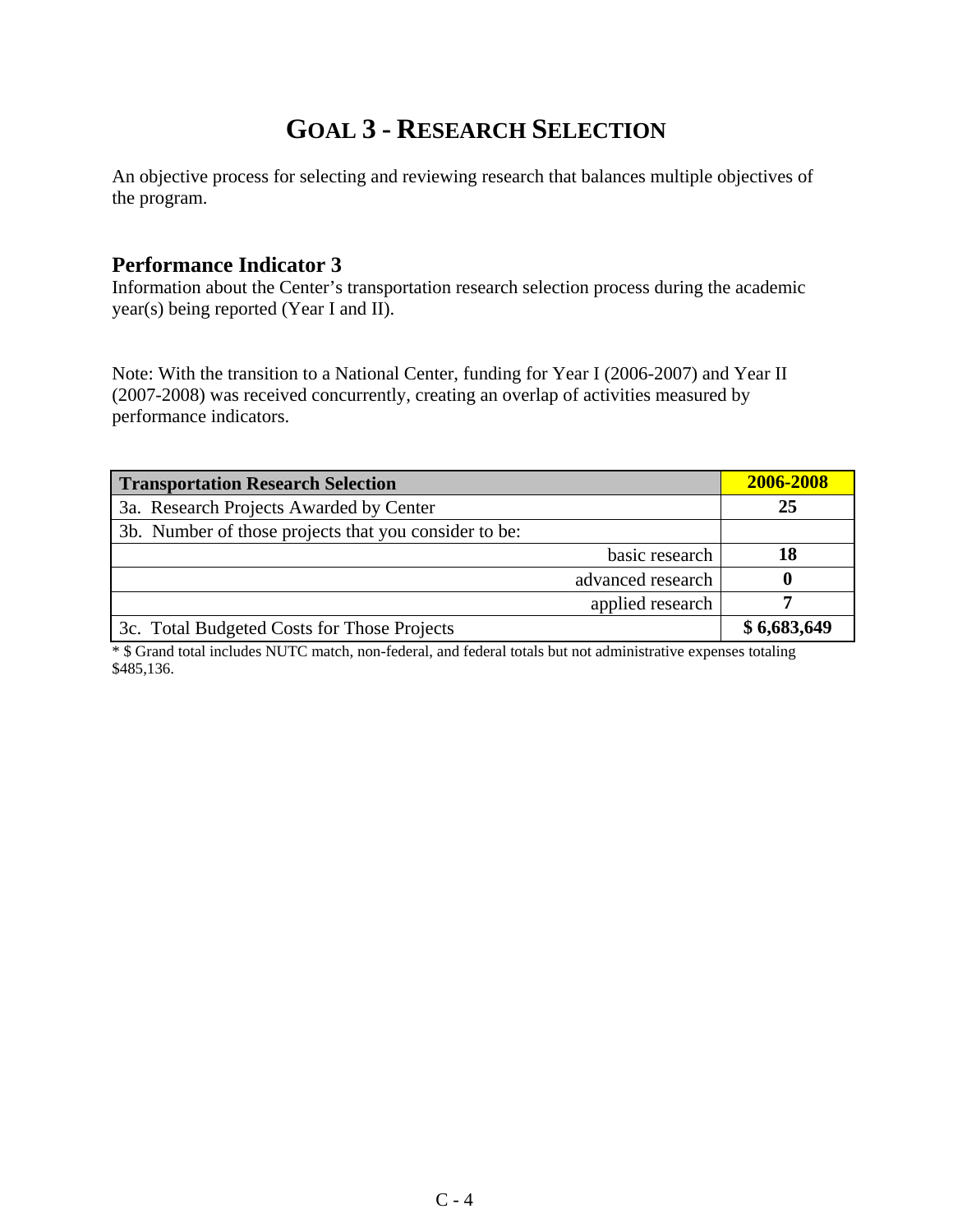# GOAL 3 - RESEARCH SELECTION

An objective process for selecting and reviewing research that balances multiple objectives of the program.

## Performance Indicator 3

Information about the Center's transportation research selection process during the academic year(s) being reported (Year I and II).

Note: With the transition to a National Center, funding for Year I (2006-2007) and Year II (2007-2008) was received concurrently, creating an overlap of activities measured by performance indicators.

| Transportation Research Selection | 2006-2008 |
|---|---|
| 3a. Research Projects Awarded by Center | **25** |
| 3b. Number of those projects that you consider to be: | |
| basic research | **18** |
| advanced research | **0** |
| applied research | **7** |
| 3c. Total Budgeted Costs for Those Projects | **$ 6,683,649** |

* $ Grand total includes NUTC match, non-federal, and federal totals but not administrative expenses totaling $485,136.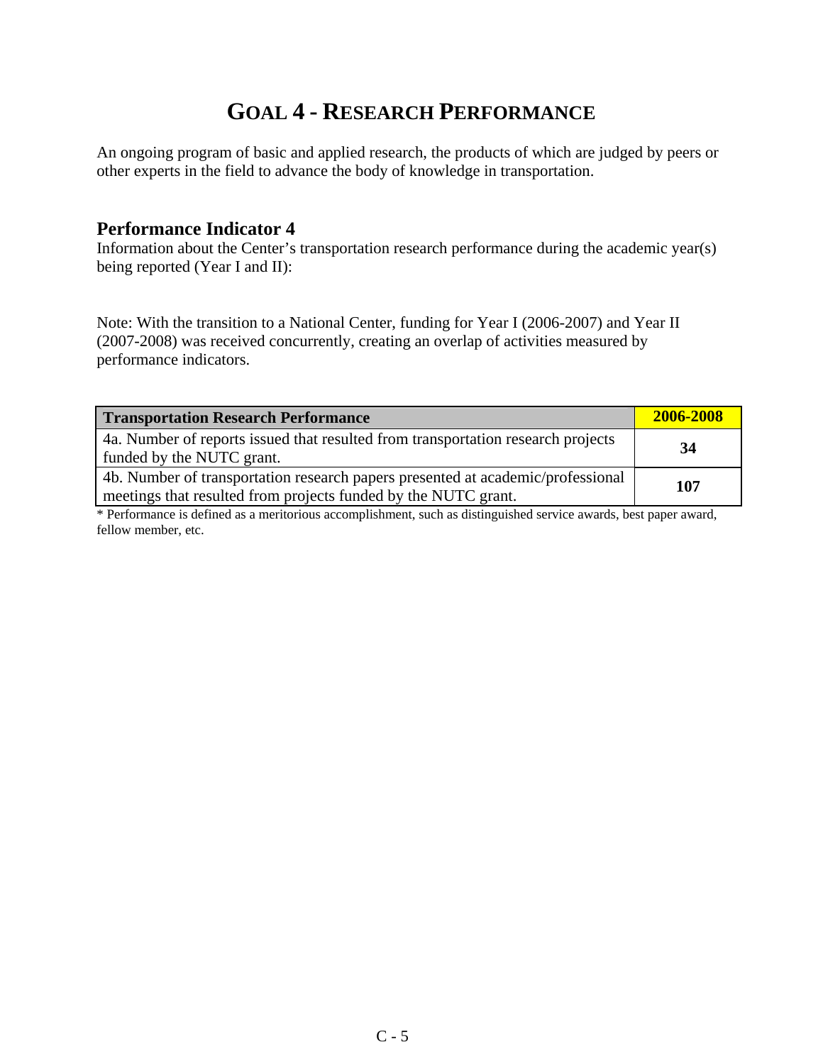# GOAL 4 - RESEARCH PERFORMANCE

An ongoing program of basic and applied research, the products of which are judged by peers or other experts in the field to advance the body of knowledge in transportation.

## Performance Indicator 4

Information about the Center's transportation research performance during the academic year(s) being reported (Year I and II):

Note: With the transition to a National Center, funding for Year I (2006-2007) and Year II (2007-2008) was received concurrently, creating an overlap of activities measured by performance indicators.

| Transportation Research Performance | 2006-2008 |
|---|---|
| 4a. Number of reports issued that resulted from transportation research projects funded by the NUTC grant. | **34** |
| 4b. Number of transportation research papers presented at academic/professional meetings that resulted from projects funded by the NUTC grant. | **107** |

* Performance is defined as a meritorious accomplishment, such as distinguished service awards, best paper award, fellow member, etc.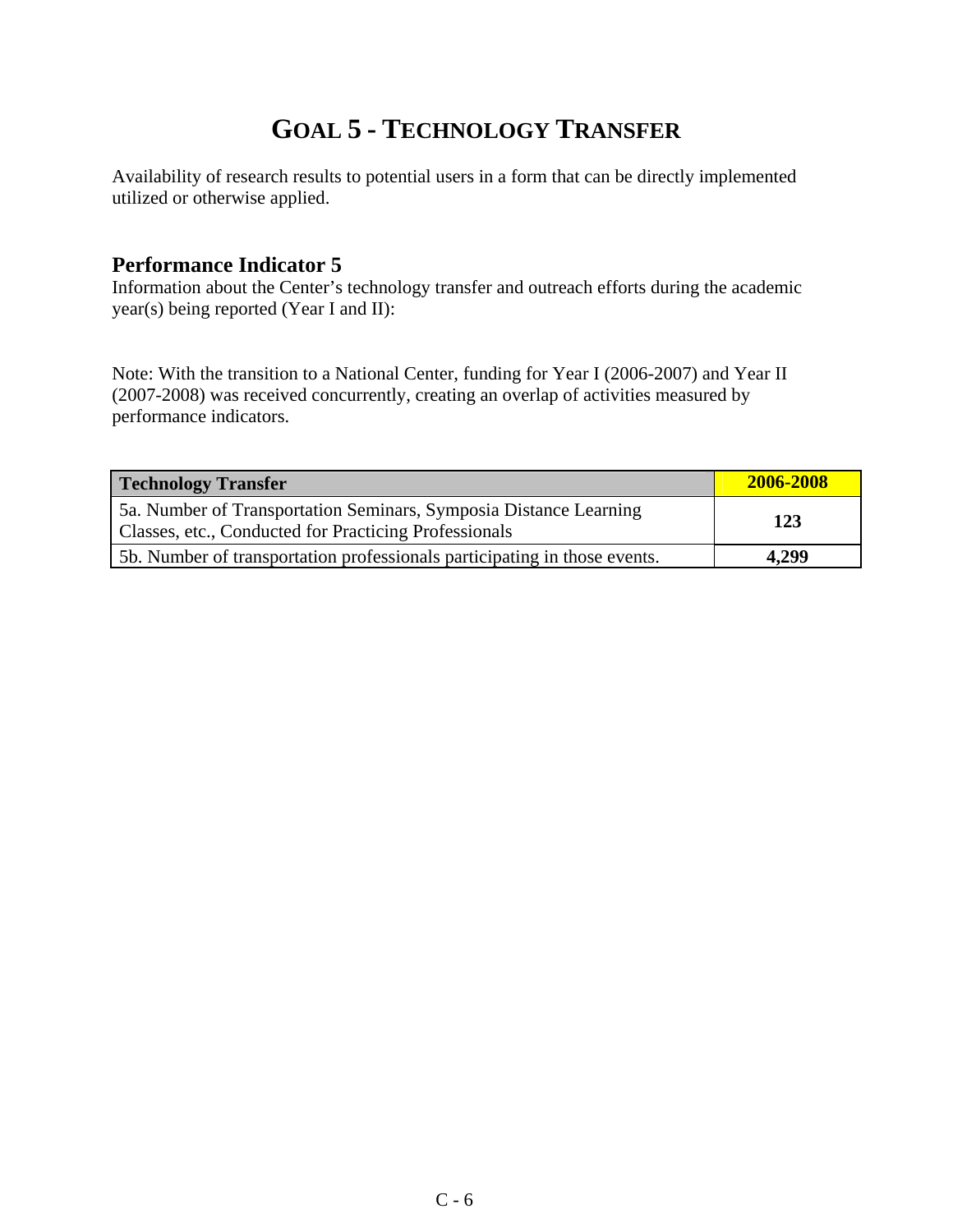# GOAL 5 - TECHNOLOGY TRANSFER

Availability of research results to potential users in a form that can be directly implemented utilized or otherwise applied.

## Performance Indicator 5

Information about the Center's technology transfer and outreach efforts during the academic year(s) being reported (Year I and II):

Note: With the transition to a National Center, funding for Year I (2006-2007) and Year II (2007-2008) was received concurrently, creating an overlap of activities measured by performance indicators.

| **Technology Transfer** | **2006-2008** |
| --- | --- |
| 5a. Number of Transportation Seminars, Symposia Distance Learning Classes, etc., Conducted for Practicing Professionals | **123** |
| 5b. Number of transportation professionals participating in those events. | **4,299** |